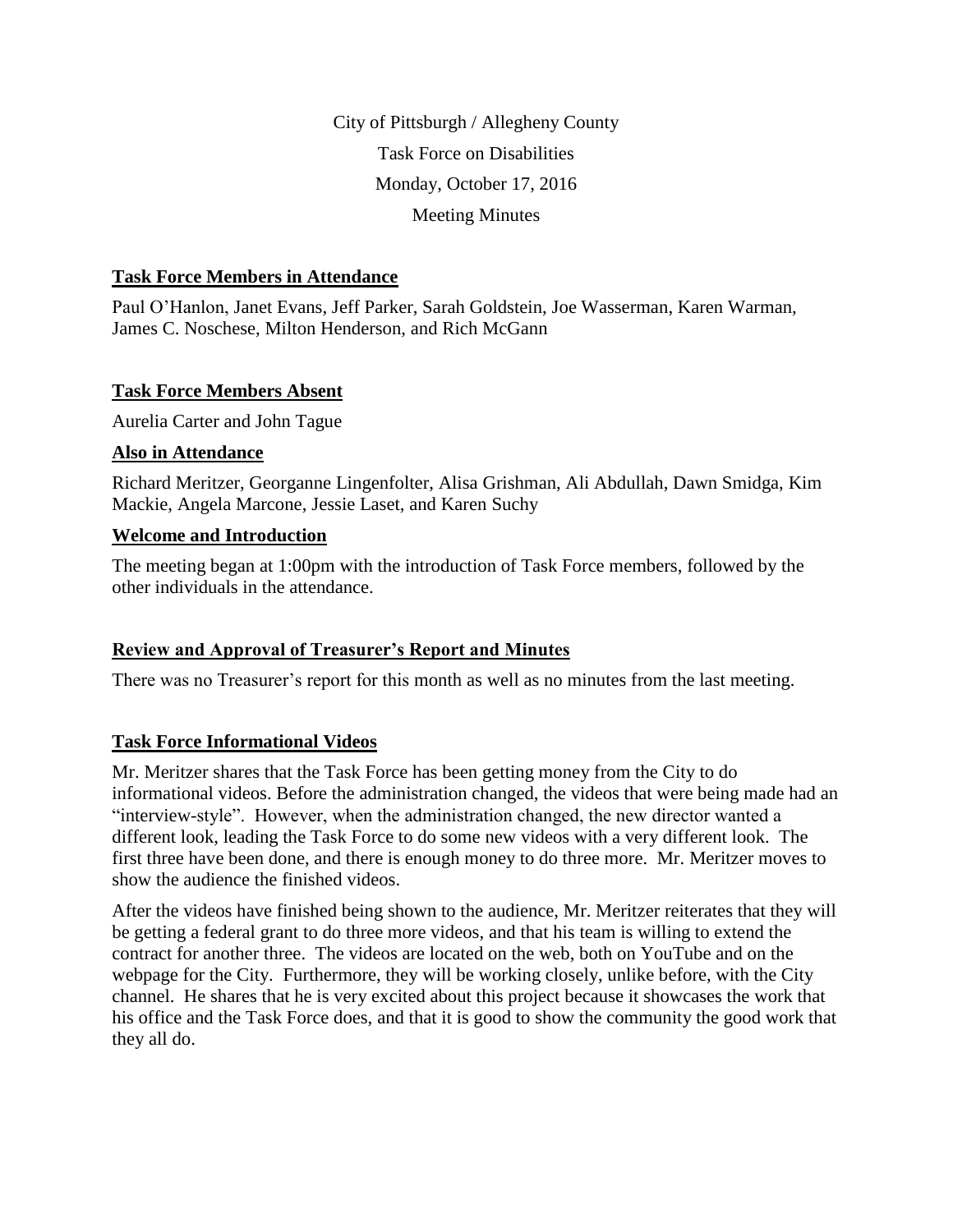City of Pittsburgh / Allegheny County

Task Force on Disabilities

Monday, October 17, 2016

Meeting Minutes

## Task Force Members in Attendance

Paul O'Hanlon, Janet Evans, Jeff Parker, Sarah Goldstein, Joe Wasserman, Karen Warman, James C. Noschese, Milton Henderson, and Rich McGann

## Task Force Members Absent

Aurelia Carter and John Tague

## Also in Attendance

Richard Meritzer, Georganne Lingenfolter, Alisa Grishman, Ali Abdullah, Dawn Smidga, Kim Mackie, Angela Marcone, Jessie Laset, and Karen Suchy

## Welcome and Introduction

The meeting began at 1:00pm with the introduction of Task Force members, followed by the other individuals in the attendance.

## Review and Approval of Treasurer's Report and Minutes

There was no Treasurer's report for this month as well as no minutes from the last meeting.

## Task Force Informational Videos

Mr. Meritzer shares that the Task Force has been getting money from the City to do informational videos. Before the administration changed, the videos that were being made had an "interview-style". However, when the administration changed, the new director wanted a different look, leading the Task Force to do some new videos with a very different look. The first three have been done, and there is enough money to do three more. Mr. Meritzer moves to show the audience the finished videos.

After the videos have finished being shown to the audience, Mr. Meritzer reiterates that they will be getting a federal grant to do three more videos, and that his team is willing to extend the contract for another three. The videos are located on the web, both on YouTube and on the webpage for the City. Furthermore, they will be working closely, unlike before, with the City channel. He shares that he is very excited about this project because it showcases the work that his office and the Task Force does, and that it is good to show the community the good work that they all do.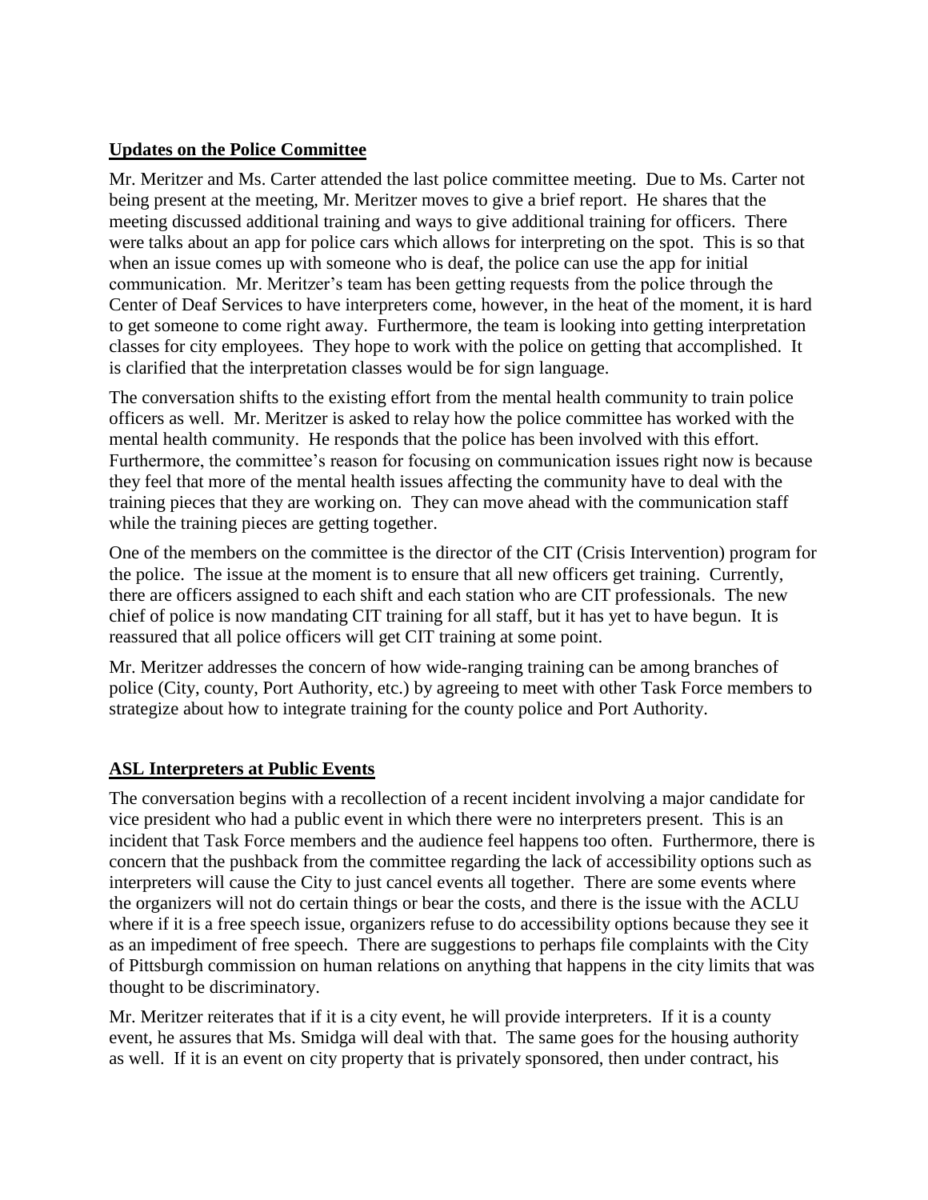**Updates on the Police Committee**

Mr. Meritzer and Ms. Carter attended the last police committee meeting. Due to Ms. Carter not being present at the meeting, Mr. Meritzer moves to give a brief report. He shares that the meeting discussed additional training and ways to give additional training for officers. There were talks about an app for police cars which allows for interpreting on the spot. This is so that when an issue comes up with someone who is deaf, the police can use the app for initial communication. Mr. Meritzer's team has been getting requests from the police through the Center of Deaf Services to have interpreters come, however, in the heat of the moment, it is hard to get someone to come right away. Furthermore, the team is looking into getting interpretation classes for city employees. They hope to work with the police on getting that accomplished. It is clarified that the interpretation classes would be for sign language.

The conversation shifts to the existing effort from the mental health community to train police officers as well. Mr. Meritzer is asked to relay how the police committee has worked with the mental health community. He responds that the police has been involved with this effort. Furthermore, the committee's reason for focusing on communication issues right now is because they feel that more of the mental health issues affecting the community have to deal with the training pieces that they are working on. They can move ahead with the communication staff while the training pieces are getting together.

One of the members on the committee is the director of the CIT (Crisis Intervention) program for the police. The issue at the moment is to ensure that all new officers get training. Currently, there are officers assigned to each shift and each station who are CIT professionals. The new chief of police is now mandating CIT training for all staff, but it has yet to have begun. It is reassured that all police officers will get CIT training at some point.

Mr. Meritzer addresses the concern of how wide-ranging training can be among branches of police (City, county, Port Authority, etc.) by agreeing to meet with other Task Force members to strategize about how to integrate training for the county police and Port Authority.

**ASL Interpreters at Public Events**

The conversation begins with a recollection of a recent incident involving a major candidate for vice president who had a public event in which there were no interpreters present. This is an incident that Task Force members and the audience feel happens too often. Furthermore, there is concern that the pushback from the committee regarding the lack of accessibility options such as interpreters will cause the City to just cancel events all together. There are some events where the organizers will not do certain things or bear the costs, and there is the issue with the ACLU where if it is a free speech issue, organizers refuse to do accessibility options because they see it as an impediment of free speech. There are suggestions to perhaps file complaints with the City of Pittsburgh commission on human relations on anything that happens in the city limits that was thought to be discriminatory.

Mr. Meritzer reiterates that if it is a city event, he will provide interpreters. If it is a county event, he assures that Ms. Smidga will deal with that. The same goes for the housing authority as well. If it is an event on city property that is privately sponsored, then under contract, his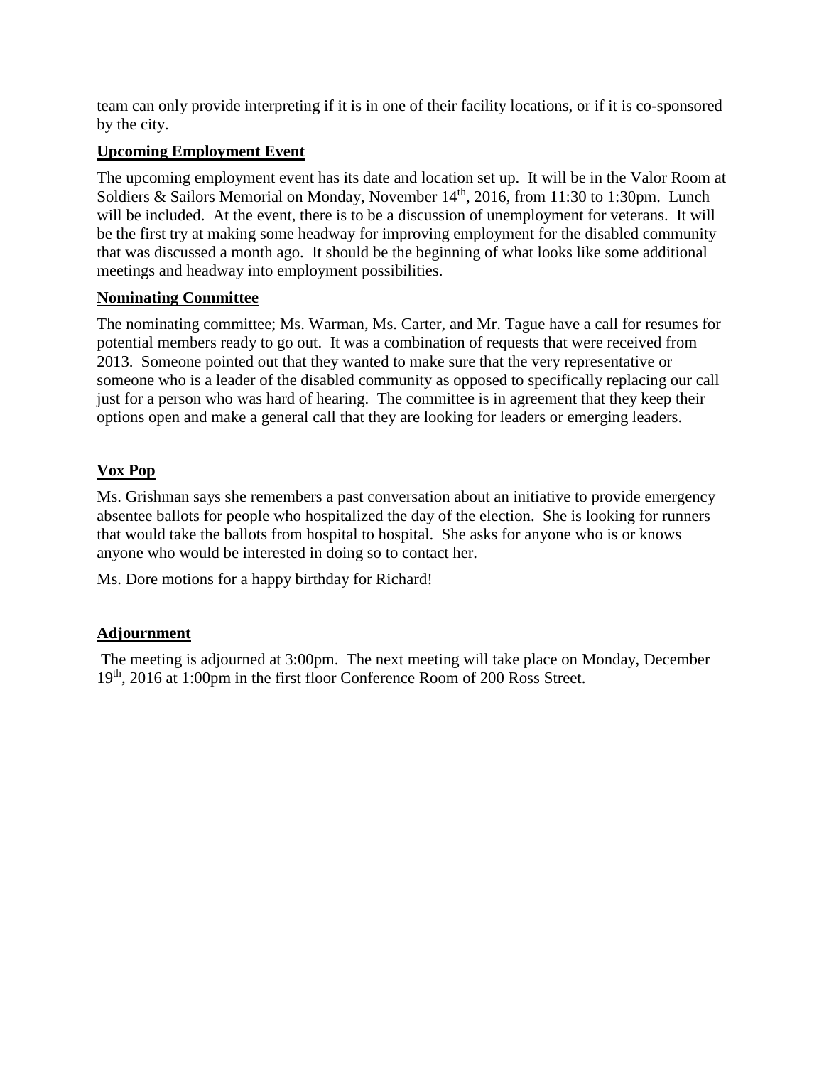team can only provide interpreting if it is in one of their facility locations, or if it is co-sponsored by the city.

## Upcoming Employment Event

The upcoming employment event has its date and location set up. It will be in the Valor Room at Soldiers & Sailors Memorial on Monday, November 14th, 2016, from 11:30 to 1:30pm. Lunch will be included. At the event, there is to be a discussion of unemployment for veterans. It will be the first try at making some headway for improving employment for the disabled community that was discussed a month ago. It should be the beginning of what looks like some additional meetings and headway into employment possibilities.

## Nominating Committee

The nominating committee; Ms. Warman, Ms. Carter, and Mr. Tague have a call for resumes for potential members ready to go out. It was a combination of requests that were received from 2013. Someone pointed out that they wanted to make sure that the very representative or someone who is a leader of the disabled community as opposed to specifically replacing our call just for a person who was hard of hearing. The committee is in agreement that they keep their options open and make a general call that they are looking for leaders or emerging leaders.

## Vox Pop

Ms. Grishman says she remembers a past conversation about an initiative to provide emergency absentee ballots for people who hospitalized the day of the election. She is looking for runners that would take the ballots from hospital to hospital. She asks for anyone who is or knows anyone who would be interested in doing so to contact her.

Ms. Dore motions for a happy birthday for Richard!

## Adjournment

The meeting is adjourned at 3:00pm. The next meeting will take place on Monday, December 19th, 2016 at 1:00pm in the first floor Conference Room of 200 Ross Street.